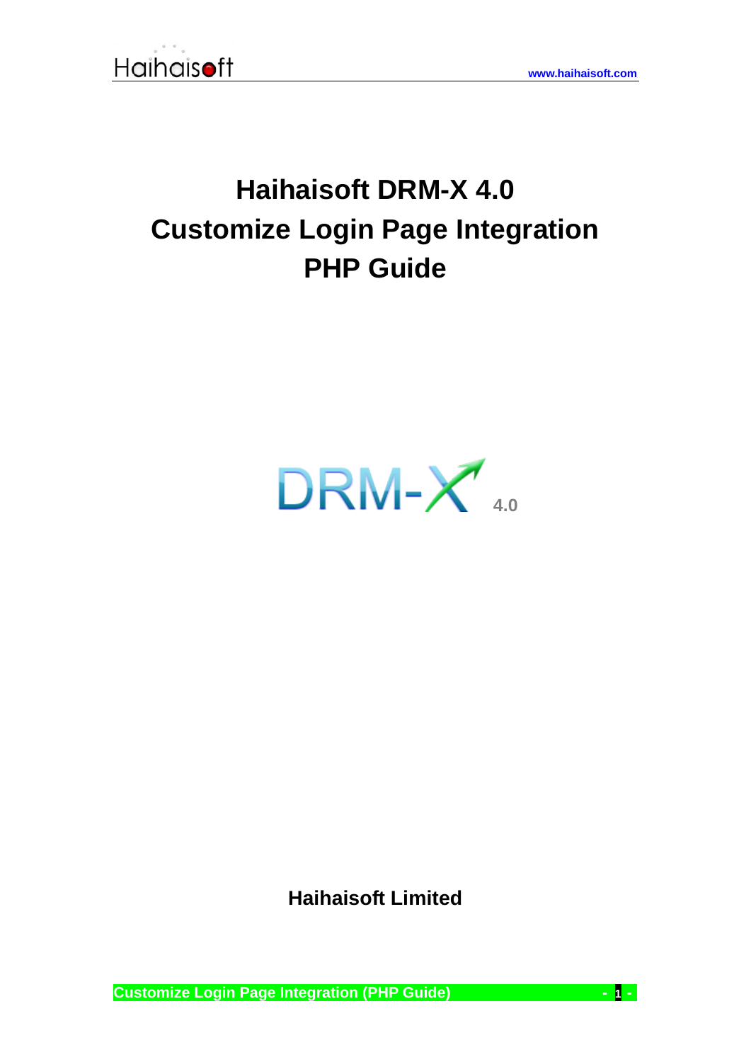# Haihaisoft DRM-X 4.0
# Customize Login Page Integration
# PHP Guide

DRM-X 4.0

**Haihaisoft Limited**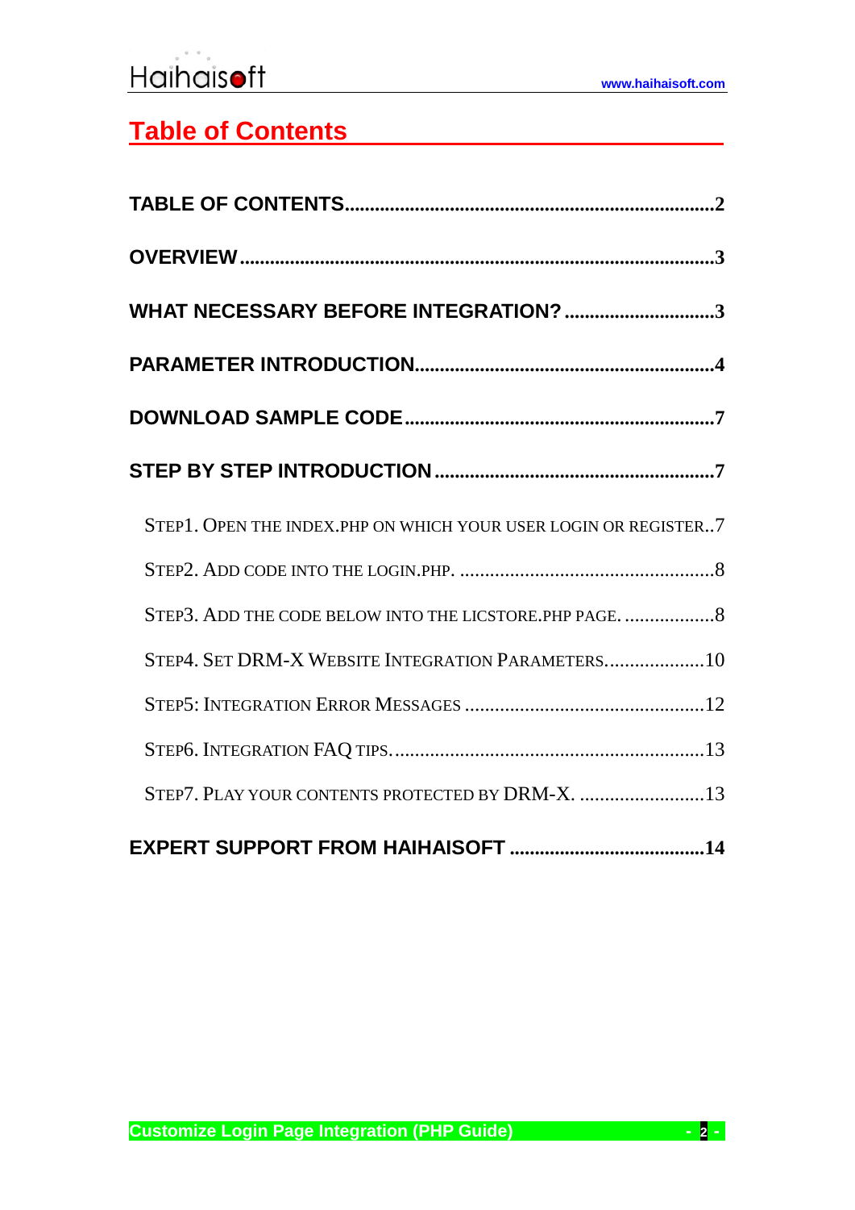# Table of Contents

**TABLE OF CONTENTS**.........................................................................2

**OVERVIEW**...........................................................................................3

**WHAT NECESSARY BEFORE INTEGRATION?**..............................3

**PARAMETER INTRODUCTION**..........................................................4

**DOWNLOAD SAMPLE CODE**............................................................7

**STEP BY STEP INTRODUCTION**.......................................................7

- STEP1. OPEN THE INDEX.PHP ON WHICH YOUR USER LOGIN OR REGISTER..7
- STEP2. ADD CODE INTO THE LOGIN.PHP. ..................................................8
- STEP3. ADD THE CODE BELOW INTO THE LICSTORE.PHP PAGE. ..................8
- STEP4. SET DRM-X WEBSITE INTEGRATION PARAMETERS....................10
- STEP5: INTEGRATION ERROR MESSAGES ................................................12
- STEP6. INTEGRATION FAQ TIPS...............................................................13
- STEP7. PLAY YOUR CONTENTS PROTECTED BY DRM-X. .........................13

**EXPERT SUPPORT FROM HAIHAISOFT**.......................................14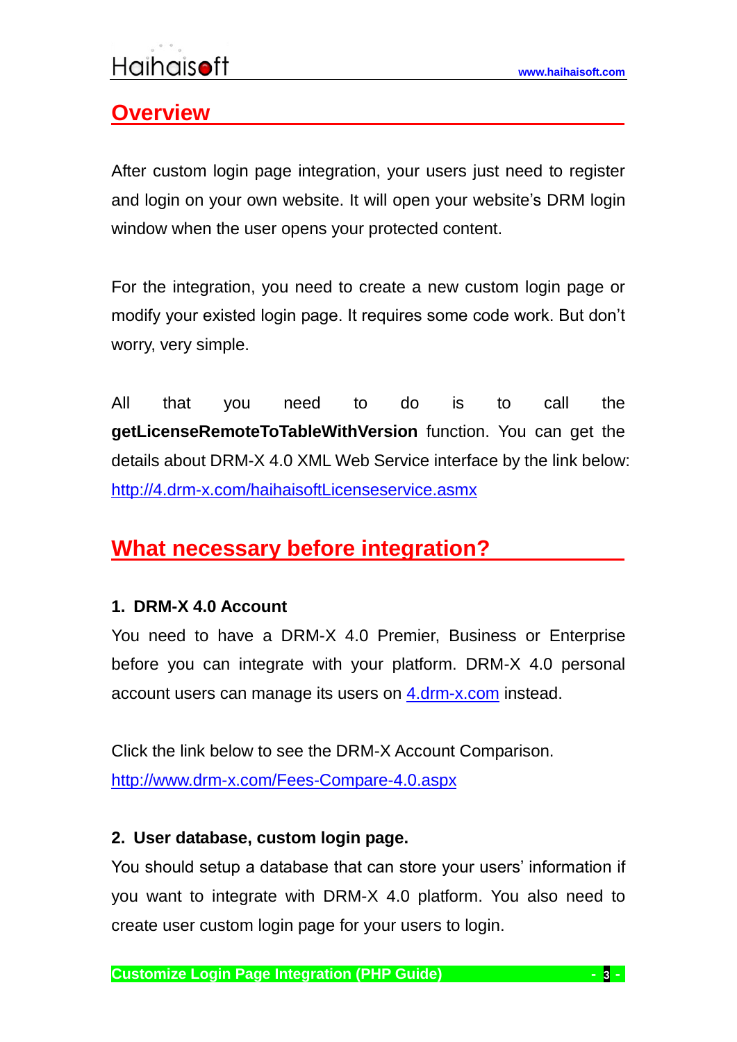## Overview

After custom login page integration, your users just need to register and login on your own website. It will open your website's DRM login window when the user opens your protected content.

For the integration, you need to create a new custom login page or modify your existed login page. It requires some code work. But don't worry, very simple.

All that you need to do is to call the **getLicenseRemoteToTableWithVersion** function. You can get the details about DRM-X 4.0 XML Web Service interface by the link below: [http://4.drm-x.com/haihaisoftLicenseservice.asmx](http://4.drm-x.com/haihaisoftLicenseservice.asmx)

## What necessary before integration?

### 1. DRM-X 4.0 Account

You need to have a DRM-X 4.0 Premier, Business or Enterprise before you can integrate with your platform. DRM-X 4.0 personal account users can manage its users on [4.drm-x.com](http://4.drm-x.com) instead.

Click the link below to see the DRM-X Account Comparison.
[http://www.drm-x.com/Fees-Compare-4.0.aspx](http://www.drm-x.com/Fees-Compare-4.0.aspx)

### 2. User database, custom login page.

You should setup a database that can store your users' information if you want to integrate with DRM-X 4.0 platform. You also need to create user custom login page for your users to login.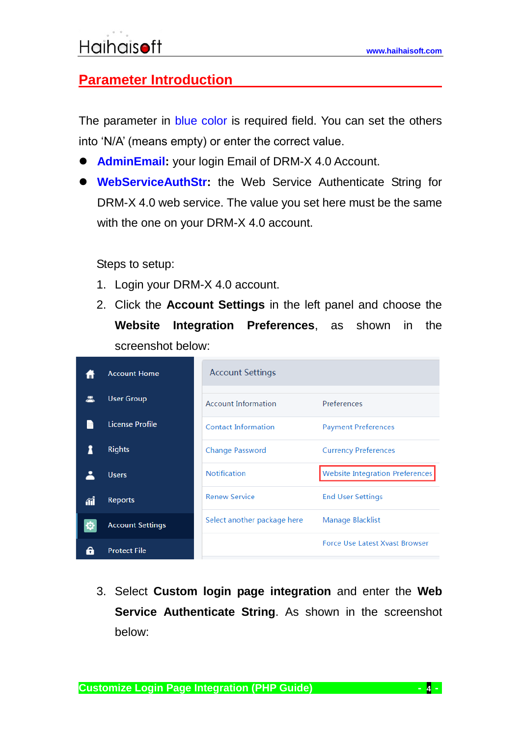## Parameter Introduction

The parameter in blue color is required field. You can set the others into 'N/A' (means empty) or enter the correct value.

- **AdminEmail:** your login Email of DRM-X 4.0 Account.
- **WebServiceAuthStr:** the Web Service Authenticate String for DRM-X 4.0 web service. The value you set here must be the same with the one on your DRM-X 4.0 account.

Steps to setup:

1. Login your DRM-X 4.0 account.
2. Click the **Account Settings** in the left panel and choose the **Website Integration Preferences**, as shown in the screenshot below:

| Account Settings | |
|---|---|
| Account Information | Preferences |
| Contact Information | Payment Preferences |
| Change Password | Currency Preferences |
| Notification | Website Integration Preferences |
| Renew Service | End User Settings |
| Select another package here | Manage Blacklist |
| | Force Use Latest Xvast Browser |

3. Select **Custom login page integration** and enter the **Web Service Authenticate String**. As shown in the screenshot below: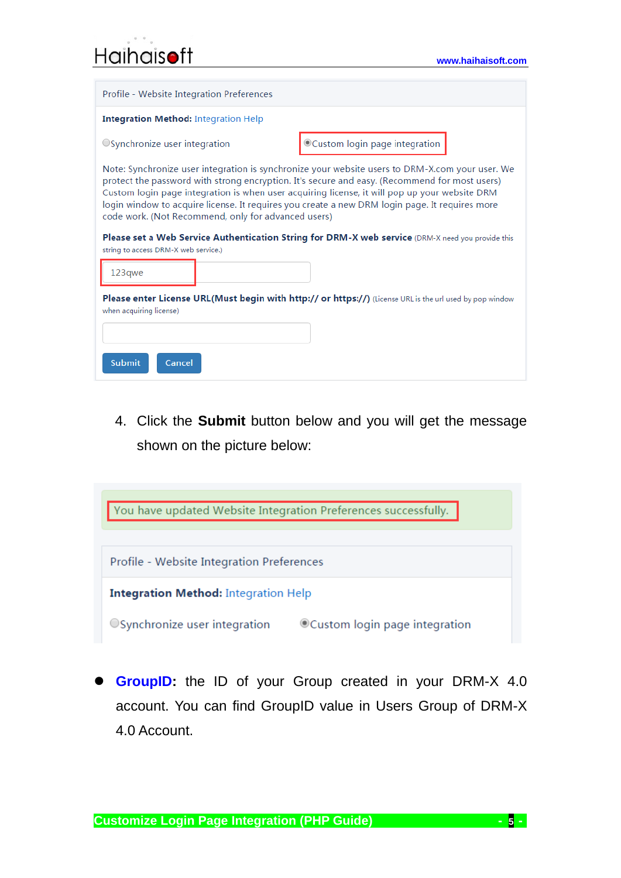Profile - Website Integration Preferences

**Integration Method:** Integration Help

○Synchronize user integration ◉Custom login page integration

Note: Synchronize user integration is synchronize your website users to DRM-X.com your user. We protect the password with strong encryption. It's secure and easy. (Recommend for most users) Custom login page integration is when user acquiring license, it will pop up your website DRM login window to acquire license. It requires you create a new DRM login page. It requires more code work. (Not Recommend, only for advanced users)

**Please set a Web Service Authentication String for DRM-X web service** (DRM-X need you provide this string to access DRM-X web service.)

123qwe

**Please enter License URL(Must begin with http:// or https://)** (License URL is the url used by pop window when acquiring license)

Submit Cancel

4. Click the **Submit** button below and you will get the message shown on the picture below:

You have updated Website Integration Preferences successfully.

Profile - Website Integration Preferences

**Integration Method:** Integration Help

○Synchronize user integration ◉Custom login page integration

- **GroupID:** the ID of your Group created in your DRM-X 4.0 account. You can find GroupID value in Users Group of DRM-X 4.0 Account.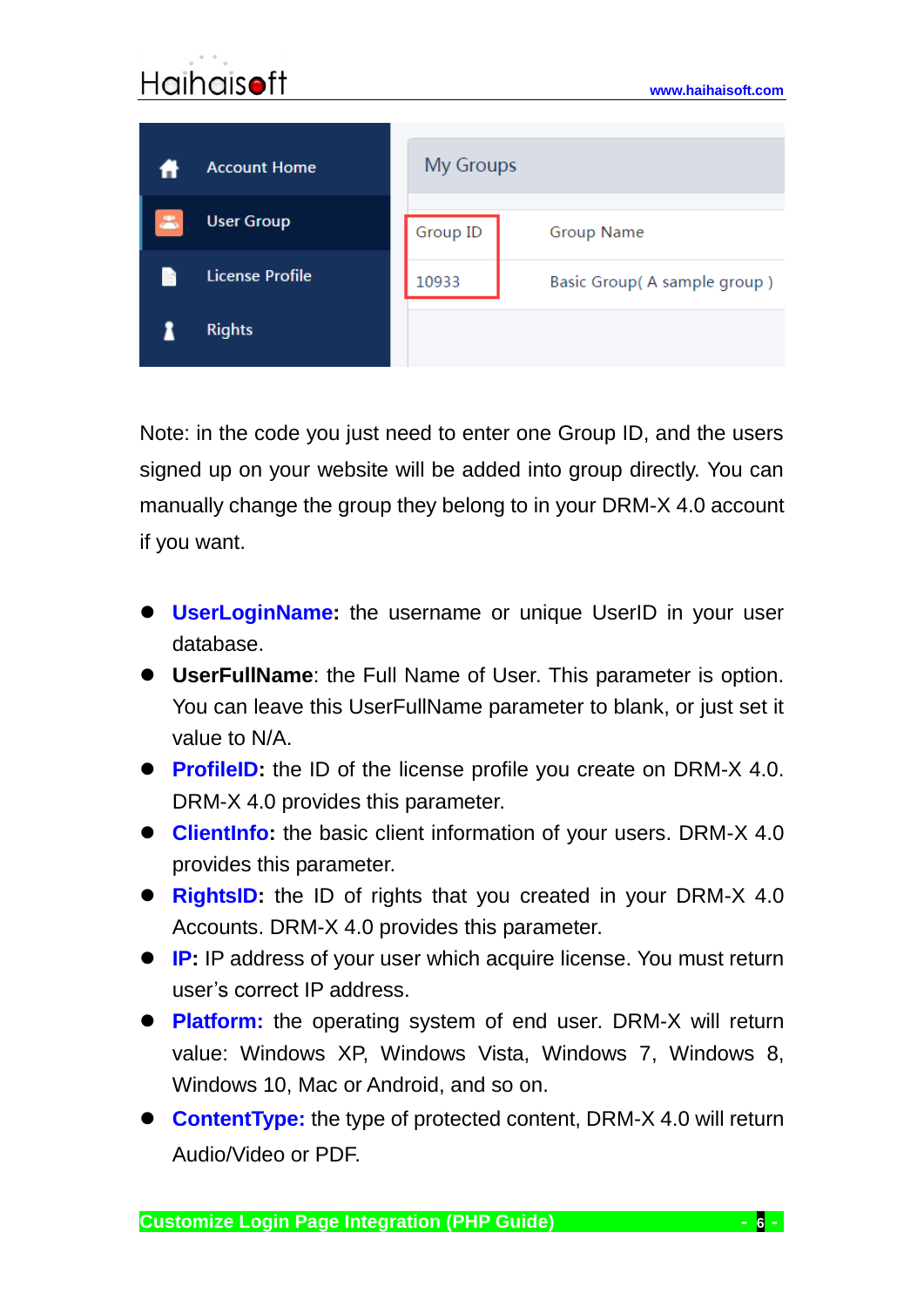Note: in the code you just need to enter one Group ID, and the users signed up on your website will be added into group directly. You can manually change the group they belong to in your DRM-X 4.0 account if you want.

- **UserLoginName:** the username or unique UserID in your user database.
- **UserFullName**: the Full Name of User. This parameter is option. You can leave this UserFullName parameter to blank, or just set it value to N/A.
- **ProfileID:** the ID of the license profile you create on DRM-X 4.0. DRM-X 4.0 provides this parameter.
- **ClientInfo:** the basic client information of your users. DRM-X 4.0 provides this parameter.
- **RightsID:** the ID of rights that you created in your DRM-X 4.0 Accounts. DRM-X 4.0 provides this parameter.
- **IP:** IP address of your user which acquire license. You must return user's correct IP address.
- **Platform:** the operating system of end user. DRM-X will return value: Windows XP, Windows Vista, Windows 7, Windows 8, Windows 10, Mac or Android, and so on.
- **ContentType:** the type of protected content, DRM-X 4.0 will return Audio/Video or PDF.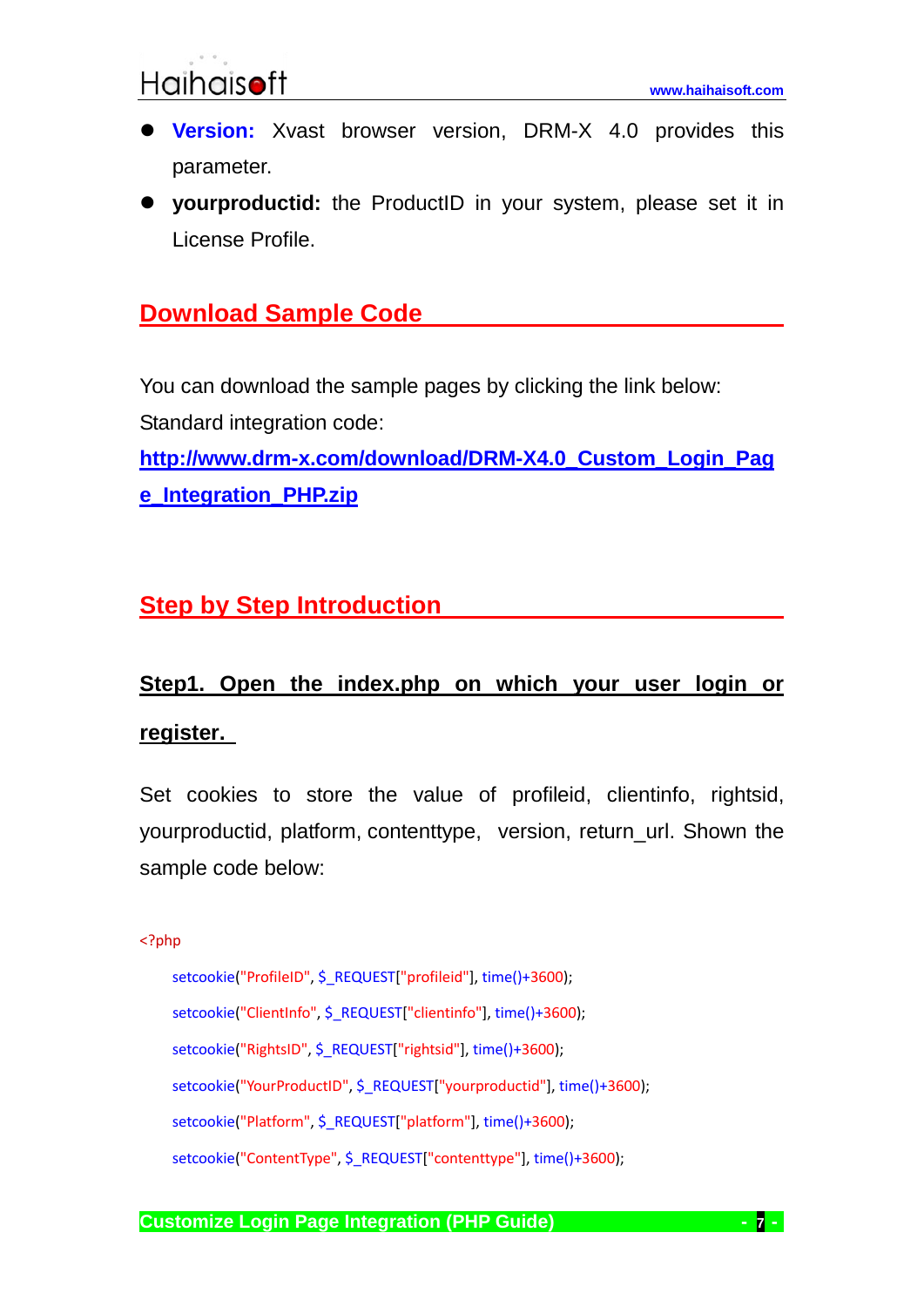- **Version:** Xvast browser version, DRM-X 4.0 provides this parameter.
- **yourproductid:** the ProductID in your system, please set it in License Profile.

## Download Sample Code

You can download the sample pages by clicking the link below:

Standard integration code:

**http://www.drm-x.com/download/DRM-X4.0_Custom_Login_Page_Integration_PHP.zip**

## Step by Step Introduction

### Step1. Open the index.php on which your user login or register.

Set cookies to store the value of profileid, clientinfo, rightsid, yourproductid, platform, contenttype, version, return_url. Shown the sample code below:

```
<?php
    setcookie("ProfileID", $_REQUEST["profileid"], time()+3600);
    setcookie("ClientInfo", $_REQUEST["clientinfo"], time()+3600);
    setcookie("RightsID", $_REQUEST["rightsid"], time()+3600);
    setcookie("YourProductID", $_REQUEST["yourproductid"], time()+3600);
    setcookie("Platform", $_REQUEST["platform"], time()+3600);
    setcookie("ContentType", $_REQUEST["contenttype"], time()+3600);
```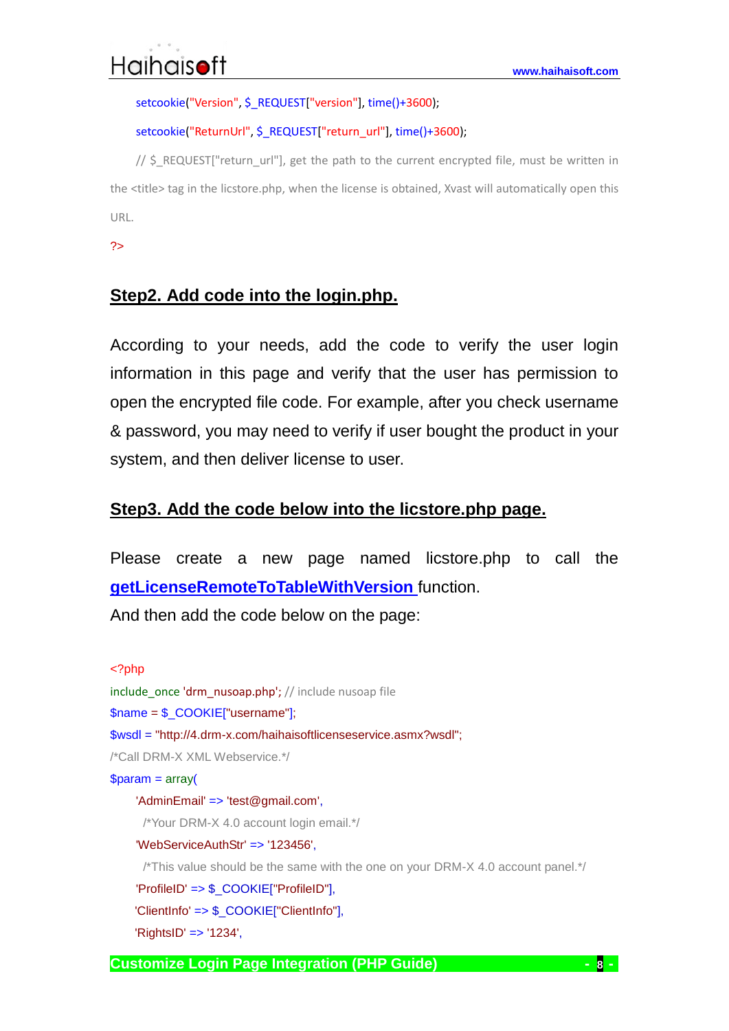```
setcookie("Version", $_REQUEST["version"], time()+3600);
setcookie("ReturnUrl", $_REQUEST["return_url"], time()+3600);
// $_REQUEST["return_url"], get the path to the current encrypted file, must be written in the <title> tag in the licstore.php, when the license is obtained, Xvast will automatically open this URL.
?>
```

## Step2. Add code into the login.php.

According to your needs, add the code to verify the user login information in this page and verify that the user has permission to open the encrypted file code. For example, after you check username & password, you may need to verify if user bought the product in your system, and then deliver license to user.

## Step3. Add the code below into the licstore.php page.

Please create a new page named licstore.php to call the **getLicenseRemoteToTableWithVersion** function.

And then add the code below on the page:

```
<?php
include_once 'drm_nusoap.php'; // include nusoap file
$name = $_COOKIE["username"];
$wsdl = "http://4.drm-x.com/haihaisoftlicenseservice.asmx?wsdl";
/*Call DRM-X XML Webservice.*/
$param = array(
    'AdminEmail' => 'test@gmail.com',
      /*Your DRM-X 4.0 account login email.*/
    'WebServiceAuthStr' => '123456',
      /*This value should be the same with the one on your DRM-X 4.0 account panel.*/
    'ProfileID' => $_COOKIE["ProfileID"],
    'ClientInfo' => $_COOKIE["ClientInfo"],
    'RightsID' => '1234',
```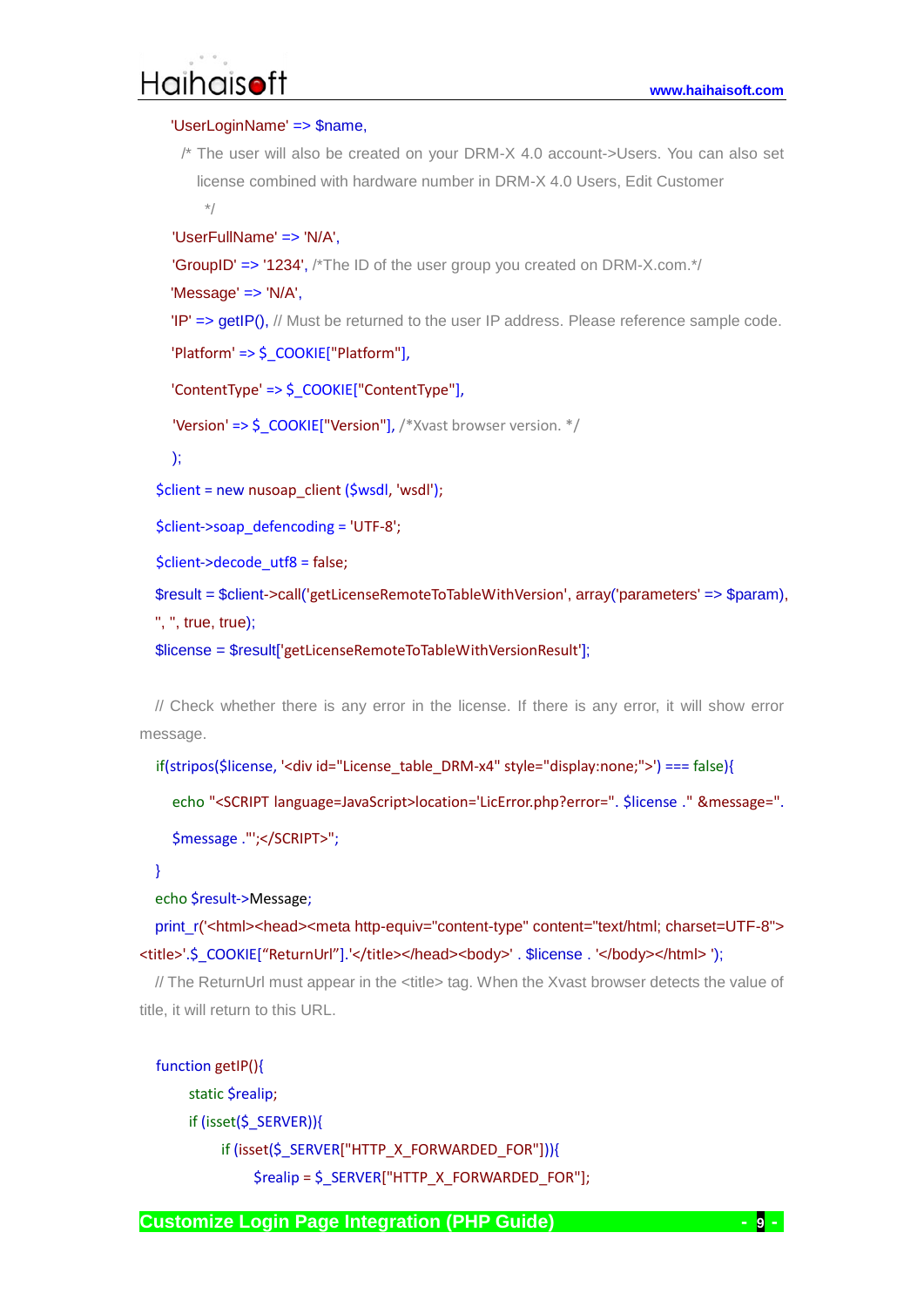```
    'UserLoginName' => $name,
     /* The user will also be created on your DRM-X 4.0 account->Users. You can also set
        license combined with hardware number in DRM-X 4.0 Users, Edit Customer
        */
    'UserFullName' => 'N/A',
    'GroupID' => '1234', /*The ID of the user group you created on DRM-X.com.*/
    'Message' => 'N/A',
    'IP' => getIP(), // Must be returned to the user IP address. Please reference sample code.
    'Platform' => $_COOKIE["Platform"],
    'ContentType' => $_COOKIE["ContentType"],
    'Version' => $_COOKIE["Version"], /*Xvast browser version. */
    );
  $client = new nusoap_client ($wsdl, 'wsdl');
  $client->soap_defencoding = 'UTF-8';
  $client->decode_utf8 = false;
  $result = $client->call('getLicenseRemoteToTableWithVersion', array('parameters' => $param),
'', '', true, true);
  $license = $result['getLicenseRemoteToTableWithVersionResult'];

  // Check whether there is any error in the license. If there is any error, it will show error
message.
  if(stripos($license, '<div id="License_table_DRM-x4" style="display:none;">') === false){
    echo "<SCRIPT language=JavaScript>location='LicError.php?error=". $license ." &message=".
    $message ."';</SCRIPT>";
  }
  echo $result->Message;
  print_r('<html><head><meta http-equiv="content-type" content="text/html; charset=UTF-8">
<title>'.$_COOKIE["ReturnUrl"].'</title></head><body>' . $license . '</body></html> ');
  // The ReturnUrl must appear in the <title> tag. When the Xvast browser detects the value of
title, it will return to this URL.

  function getIP(){
      static $realip;
      if (isset($_SERVER)){
          if (isset($_SERVER["HTTP_X_FORWARDED_FOR"])){
              $realip = $_SERVER["HTTP_X_FORWARDED_FOR"];
```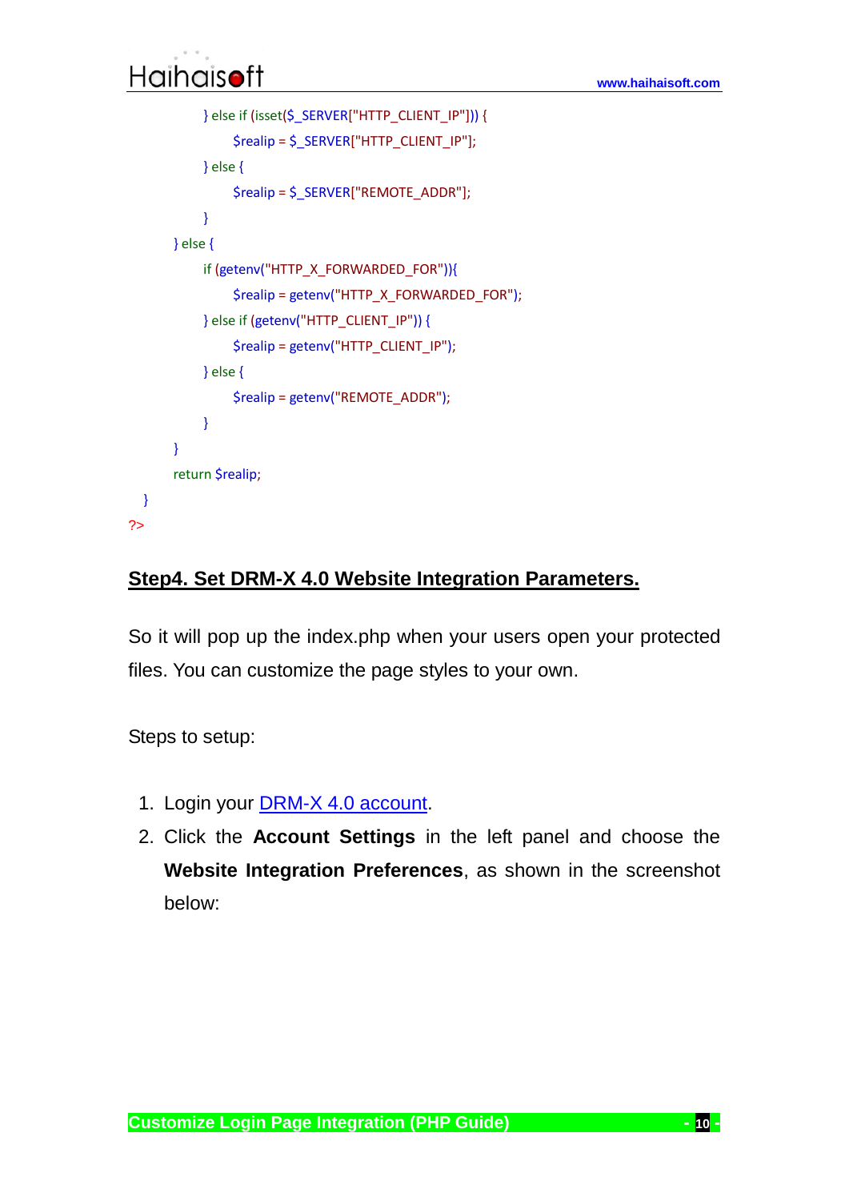```
        } else if (isset($_SERVER["HTTP_CLIENT_IP"])) {
            $realip = $_SERVER["HTTP_CLIENT_IP"];
        } else {
            $realip = $_SERVER["REMOTE_ADDR"];
        }
    } else {
        if (getenv("HTTP_X_FORWARDED_FOR")){
            $realip = getenv("HTTP_X_FORWARDED_FOR");
        } else if (getenv("HTTP_CLIENT_IP")) {
            $realip = getenv("HTTP_CLIENT_IP");
        } else {
            $realip = getenv("REMOTE_ADDR");
        }
    }
    return $realip;
  }
?>
```

## Step4. Set DRM-X 4.0 Website Integration Parameters.

So it will pop up the index.php when your users open your protected files. You can customize the page styles to your own.

Steps to setup:

1. Login your DRM-X 4.0 account.
2. Click the **Account Settings** in the left panel and choose the **Website Integration Preferences**, as shown in the screenshot below: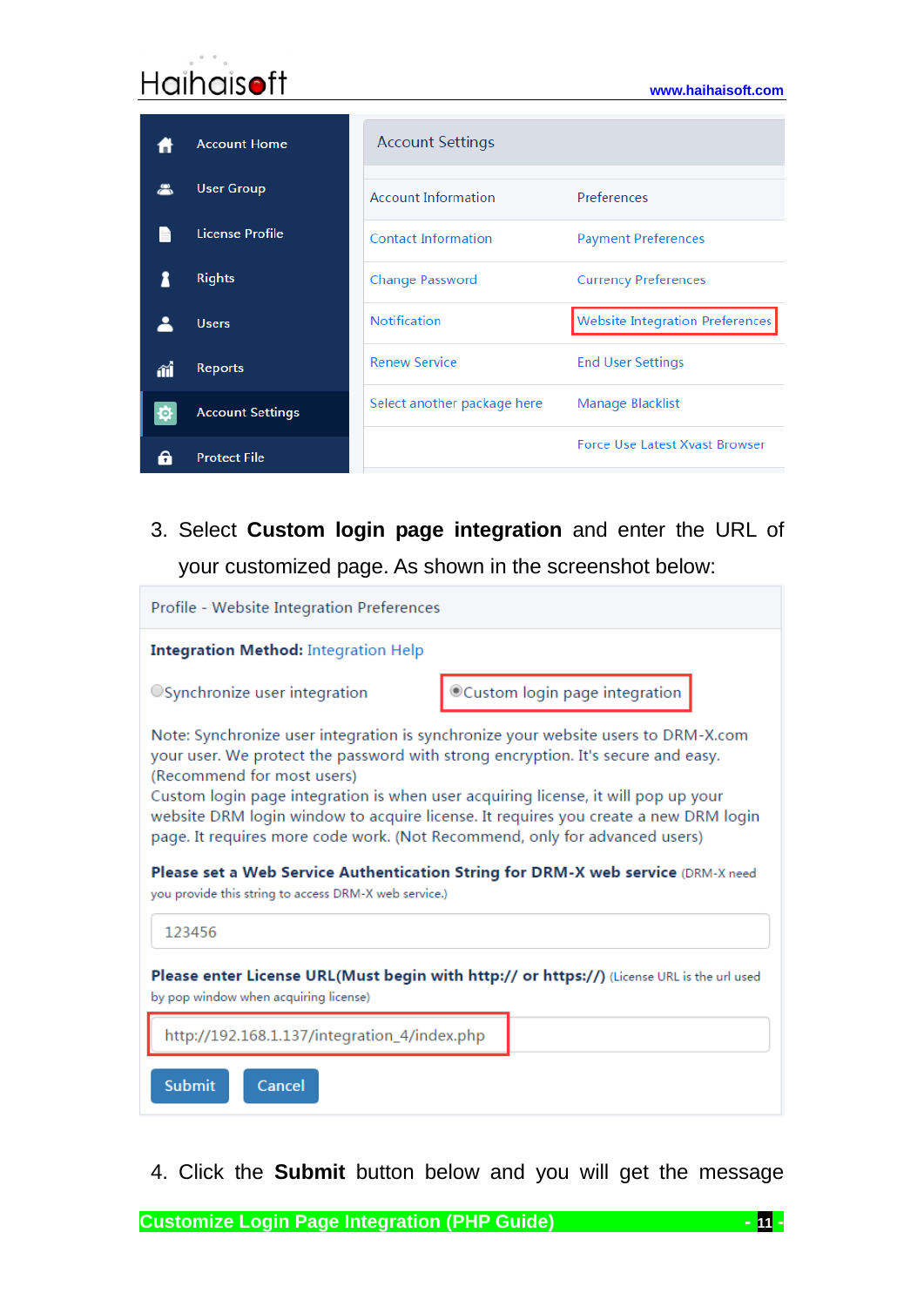3. Select **Custom login page integration** and enter the URL of your customized page. As shown in the screenshot below:

4. Click the **Submit** button below and you will get the message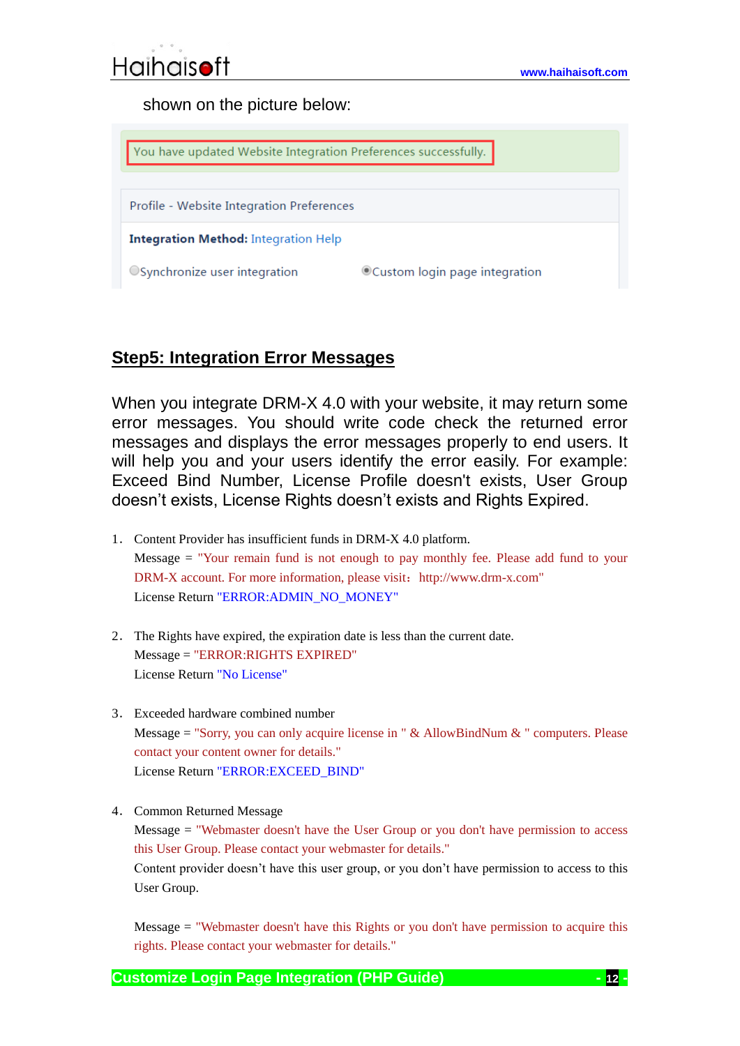shown on the picture below:

You have updated Website Integration Preferences successfully.

Profile - Website Integration Preferences

**Integration Method:** Integration Help

Synchronize user integration    Custom login page integration

## Step5: Integration Error Messages

When you integrate DRM-X 4.0 with your website, it may return some error messages. You should write code check the returned error messages and displays the error messages properly to end users. It will help you and your users identify the error easily. For example: Exceed Bind Number, License Profile doesn't exists, User Group doesn't exists, License Rights doesn't exists and Rights Expired.

1. Content Provider has insufficient funds in DRM-X 4.0 platform.
   Message = "Your remain fund is not enough to pay monthly fee. Please add fund to your DRM-X account. For more information, please visit：http://www.drm-x.com"
   License Return "ERROR:ADMIN_NO_MONEY"

2. The Rights have expired, the expiration date is less than the current date.
   Message = "ERROR:RIGHTS EXPIRED"
   License Return "No License"

3. Exceeded hardware combined number
   Message = "Sorry, you can only acquire license in " & AllowBindNum & " computers. Please contact your content owner for details."
   License Return "ERROR:EXCEED_BIND"

4. Common Returned Message
   Message = "Webmaster doesn't have the User Group or you don't have permission to access this User Group. Please contact your webmaster for details."
   Content provider doesn’t have this user group, or you don’t have permission to access to this User Group.

   Message = "Webmaster doesn't have this Rights or you don't have permission to acquire this rights. Please contact your webmaster for details."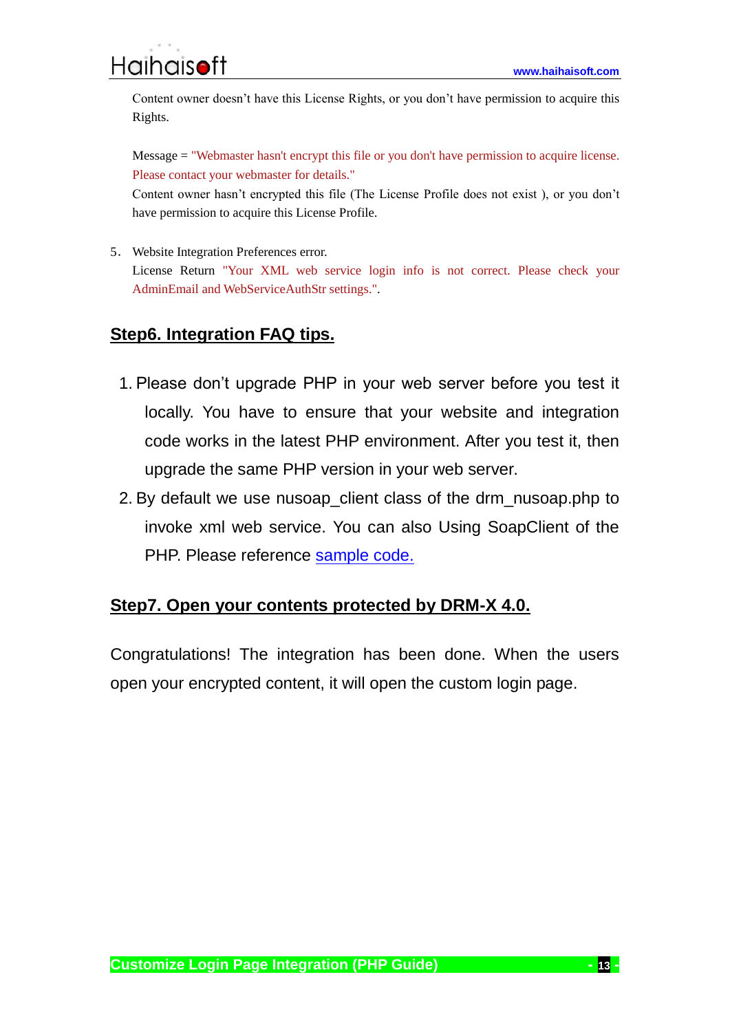Content owner doesn't have this License Rights, or you don't have permission to acquire this Rights.

Message = "Webmaster hasn't encrypt this file or you don't have permission to acquire license. Please contact your webmaster for details."

Content owner hasn't encrypted this file (The License Profile does not exist ), or you don't have permission to acquire this License Profile.

5. Website Integration Preferences error.
   License Return "Your XML web service login info is not correct. Please check your AdminEmail and WebServiceAuthStr settings.".

## Step6. Integration FAQ tips.

1. Please don't upgrade PHP in your web server before you test it locally. You have to ensure that your website and integration code works in the latest PHP environment. After you test it, then upgrade the same PHP version in your web server.
2. By default we use nusoap_client class of the drm_nusoap.php to invoke xml web service. You can also Using SoapClient of the PHP. Please reference sample code.

## Step7. Open your contents protected by DRM-X 4.0.

Congratulations! The integration has been done. When the users open your encrypted content, it will open the custom login page.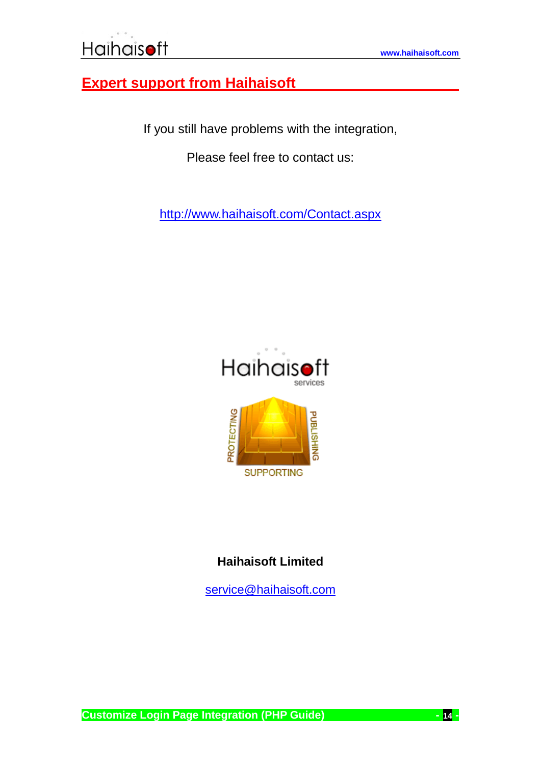## Expert support from Haihaisoft

If you still have problems with the integration,

Please feel free to contact us:

http://www.haihaisoft.com/Contact.aspx

**Haihaisoft Limited**

service@haihaisoft.com